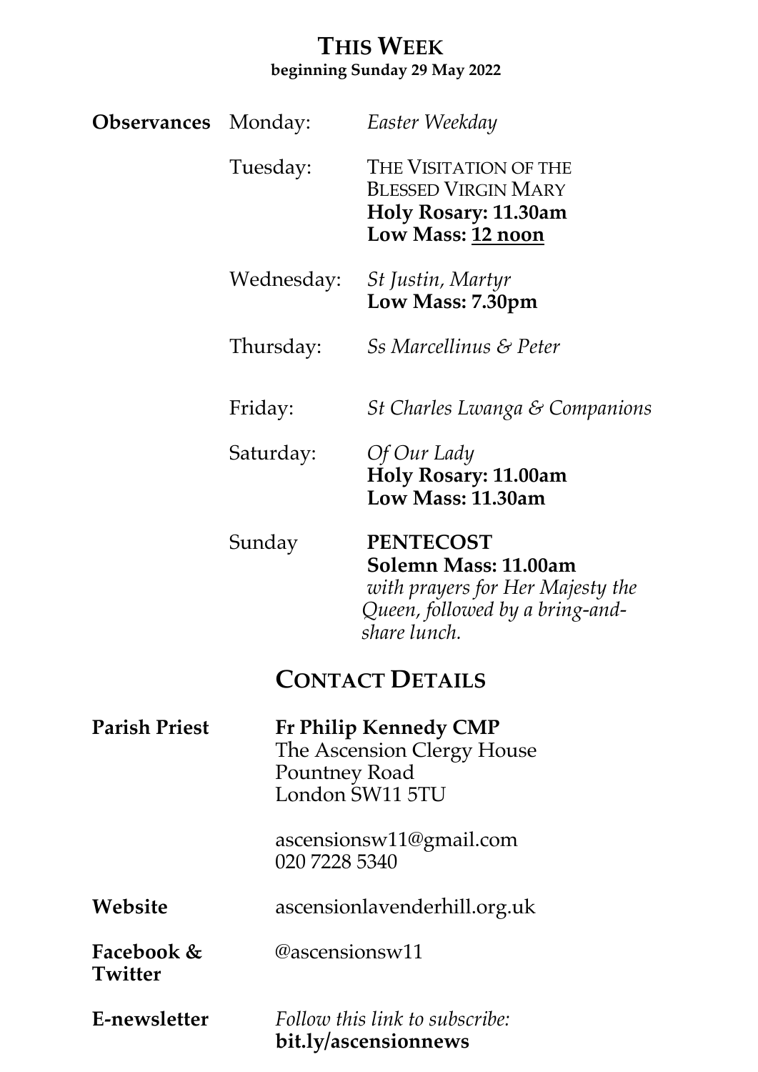## THIS WEEK

**beginning Sunday 29 May 2022**

| | | |
|---|---|---|
| **Observances** | Monday: | *Easter Weekday* |
| | Tuesday: | THE VISITATION OF THE BLESSED VIRGIN MARY<br>**Holy Rosary: 11.30am**<br>**Low Mass: <u>12 noon</u>** |
| | Wednesday: | *St Justin, Martyr*<br>**Low Mass: 7.30pm** |
| | Thursday: | *Ss Marcellinus & Peter* |
| | Friday: | *St Charles Lwanga & Companions* |
| | Saturday: | *Of Our Lady*<br>**Holy Rosary: 11.00am**<br>**Low Mass: 11.30am** |
| | Sunday | **PENTECOST**<br>**Solemn Mass: 11.00am**<br>*with prayers for Her Majesty the Queen, followed by a bring-and-share lunch.* |

## CONTACT DETAILS

| | |
|---|---|
| **Parish Priest** | **Fr Philip Kennedy CMP**<br>The Ascension Clergy House<br>Pountney Road<br>London SW11 5TU<br><br>ascensionsw11@gmail.com<br>020 7228 5340 |
| **Website** | ascensionlavenderhill.org.uk |
| **Facebook & Twitter** | @ascensionsw11 |
| **E-newsletter** | *Follow this link to subscribe:*<br>**bit.ly/ascensionnews** |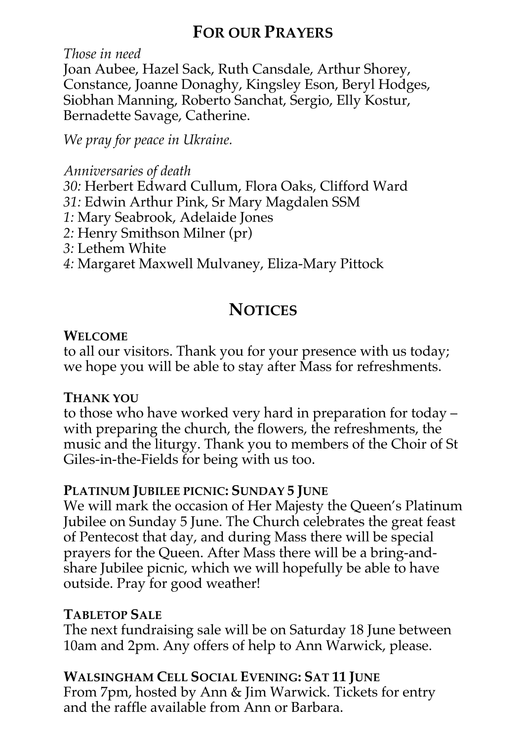## For our Prayers

*Those in need*
Joan Aubee, Hazel Sack, Ruth Cansdale, Arthur Shorey, Constance, Joanne Donaghy, Kingsley Eson, Beryl Hodges, Siobhan Manning, Roberto Sanchat, Sergio, Elly Kostur, Bernadette Savage, Catherine.

*We pray for peace in Ukraine.*

*Anniversaries of death*
*30:* Herbert Edward Cullum, Flora Oaks, Clifford Ward
*31:* Edwin Arthur Pink, Sr Mary Magdalen SSM
*1:* Mary Seabrook, Adelaide Jones
*2:* Henry Smithson Milner (pr)
*3:* Lethem White
*4:* Margaret Maxwell Mulvaney, Eliza-Mary Pittock

## Notices

**Welcome**
to all our visitors. Thank you for your presence with us today; we hope you will be able to stay after Mass for refreshments.

**Thank you**
to those who have worked very hard in preparation for today – with preparing the church, the flowers, the refreshments, the music and the liturgy. Thank you to members of the Choir of St Giles-in-the-Fields for being with us too.

**Platinum Jubilee picnic: Sunday 5 June**
We will mark the occasion of Her Majesty the Queen's Platinum Jubilee on Sunday 5 June. The Church celebrates the great feast of Pentecost that day, and during Mass there will be special prayers for the Queen. After Mass there will be a bring-and-share Jubilee picnic, which we will hopefully be able to have outside. Pray for good weather!

**Tabletop Sale**
The next fundraising sale will be on Saturday 18 June between 10am and 2pm. Any offers of help to Ann Warwick, please.

**Walsingham Cell Social Evening: Sat 11 June**
From 7pm, hosted by Ann & Jim Warwick. Tickets for entry and the raffle available from Ann or Barbara.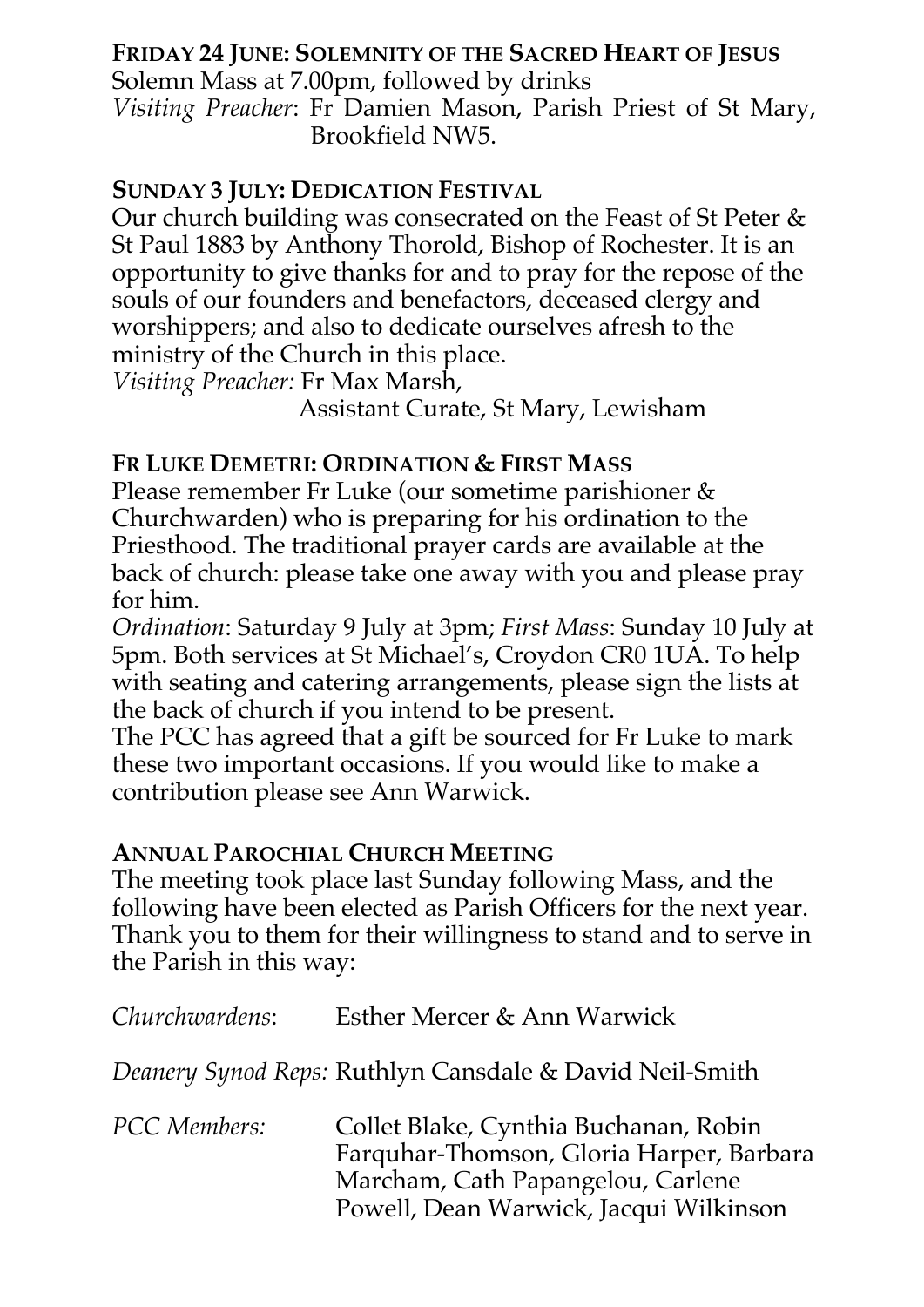**FRIDAY 24 JUNE: SOLEMNITY OF THE SACRED HEART OF JESUS**

Solemn Mass at 7.00pm, followed by drinks

*Visiting Preacher*: Fr Damien Mason, Parish Priest of St Mary, Brookfield NW5.

**SUNDAY 3 JULY: DEDICATION FESTIVAL**

Our church building was consecrated on the Feast of St Peter & St Paul 1883 by Anthony Thorold, Bishop of Rochester. It is an opportunity to give thanks for and to pray for the repose of the souls of our founders and benefactors, deceased clergy and worshippers; and also to dedicate ourselves afresh to the ministry of the Church in this place.

*Visiting Preacher:* Fr Max Marsh, Assistant Curate, St Mary, Lewisham

**FR LUKE DEMETRI: ORDINATION & FIRST MASS**

Please remember Fr Luke (our sometime parishioner & Churchwarden) who is preparing for his ordination to the Priesthood. The traditional prayer cards are available at the back of church: please take one away with you and please pray for him.

*Ordination*: Saturday 9 July at 3pm; *First Mass*: Sunday 10 July at 5pm. Both services at St Michael's, Croydon CR0 1UA. To help with seating and catering arrangements, please sign the lists at the back of church if you intend to be present.

The PCC has agreed that a gift be sourced for Fr Luke to mark these two important occasions. If you would like to make a contribution please see Ann Warwick.

**ANNUAL PAROCHIAL CHURCH MEETING**

The meeting took place last Sunday following Mass, and the following have been elected as Parish Officers for the next year. Thank you to them for their willingness to stand and to serve in the Parish in this way:

| | |
|---|---|
| *Churchwardens*: | Esther Mercer & Ann Warwick |
| *Deanery Synod Reps:* | Ruthlyn Cansdale & David Neil-Smith |
| *PCC Members:* | Collet Blake, Cynthia Buchanan, Robin Farquhar-Thomson, Gloria Harper, Barbara Marcham, Cath Papangelou, Carlene Powell, Dean Warwick, Jacqui Wilkinson |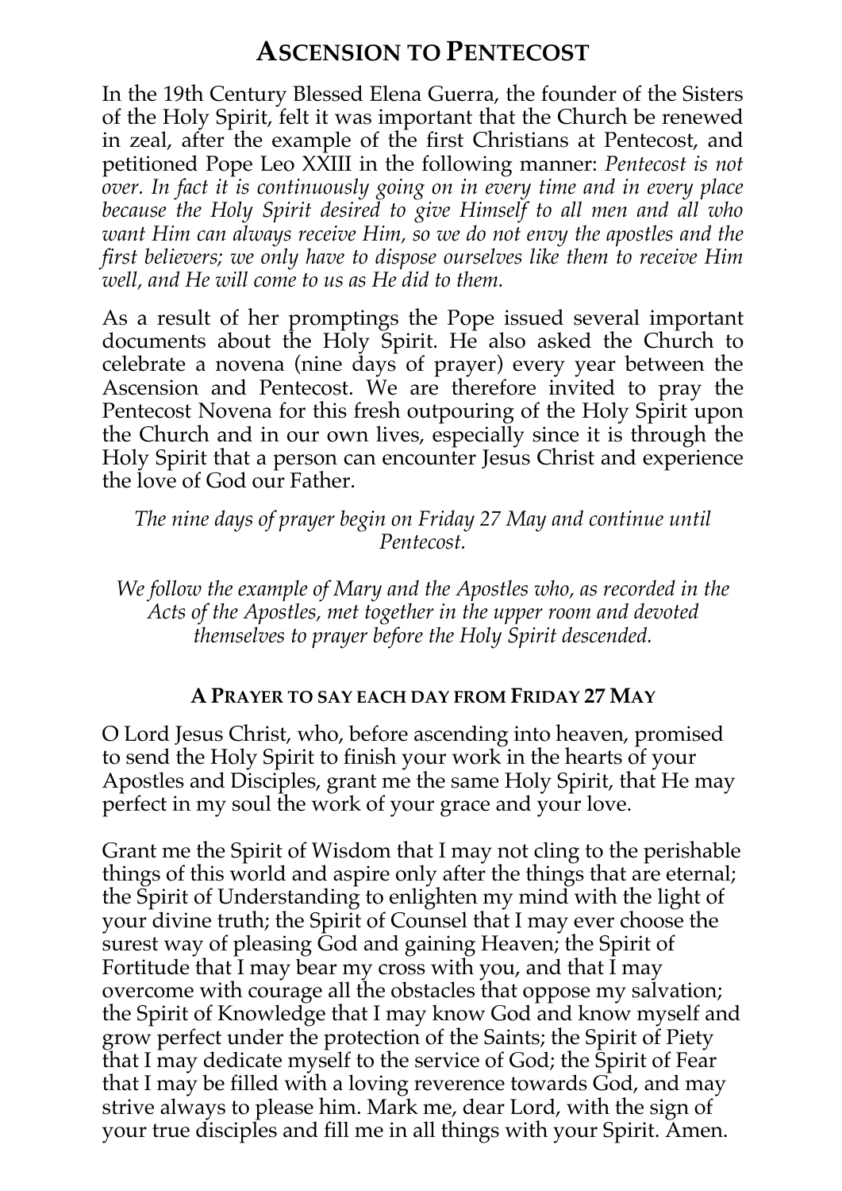# Ascension to Pentecost

In the 19th Century Blessed Elena Guerra, the founder of the Sisters of the Holy Spirit, felt it was important that the Church be renewed in zeal, after the example of the first Christians at Pentecost, and petitioned Pope Leo XXIII in the following manner: *Pentecost is not over. In fact it is continuously going on in every time and in every place because the Holy Spirit desired to give Himself to all men and all who want Him can always receive Him, so we do not envy the apostles and the first believers; we only have to dispose ourselves like them to receive Him well, and He will come to us as He did to them.*

As a result of her promptings the Pope issued several important documents about the Holy Spirit. He also asked the Church to celebrate a novena (nine days of prayer) every year between the Ascension and Pentecost. We are therefore invited to pray the Pentecost Novena for this fresh outpouring of the Holy Spirit upon the Church and in our own lives, especially since it is through the Holy Spirit that a person can encounter Jesus Christ and experience the love of God our Father.

*The nine days of prayer begin on Friday 27 May and continue until Pentecost.*

*We follow the example of Mary and the Apostles who, as recorded in the Acts of the Apostles, met together in the upper room and devoted themselves to prayer before the Holy Spirit descended.*

### A Prayer to say each day from Friday 27 May

O Lord Jesus Christ, who, before ascending into heaven, promised to send the Holy Spirit to finish your work in the hearts of your Apostles and Disciples, grant me the same Holy Spirit, that He may perfect in my soul the work of your grace and your love.

Grant me the Spirit of Wisdom that I may not cling to the perishable things of this world and aspire only after the things that are eternal; the Spirit of Understanding to enlighten my mind with the light of your divine truth; the Spirit of Counsel that I may ever choose the surest way of pleasing God and gaining Heaven; the Spirit of Fortitude that I may bear my cross with you, and that I may overcome with courage all the obstacles that oppose my salvation; the Spirit of Knowledge that I may know God and know myself and grow perfect under the protection of the Saints; the Spirit of Piety that I may dedicate myself to the service of God; the Spirit of Fear that I may be filled with a loving reverence towards God, and may strive always to please him. Mark me, dear Lord, with the sign of your true disciples and fill me in all things with your Spirit. Amen.